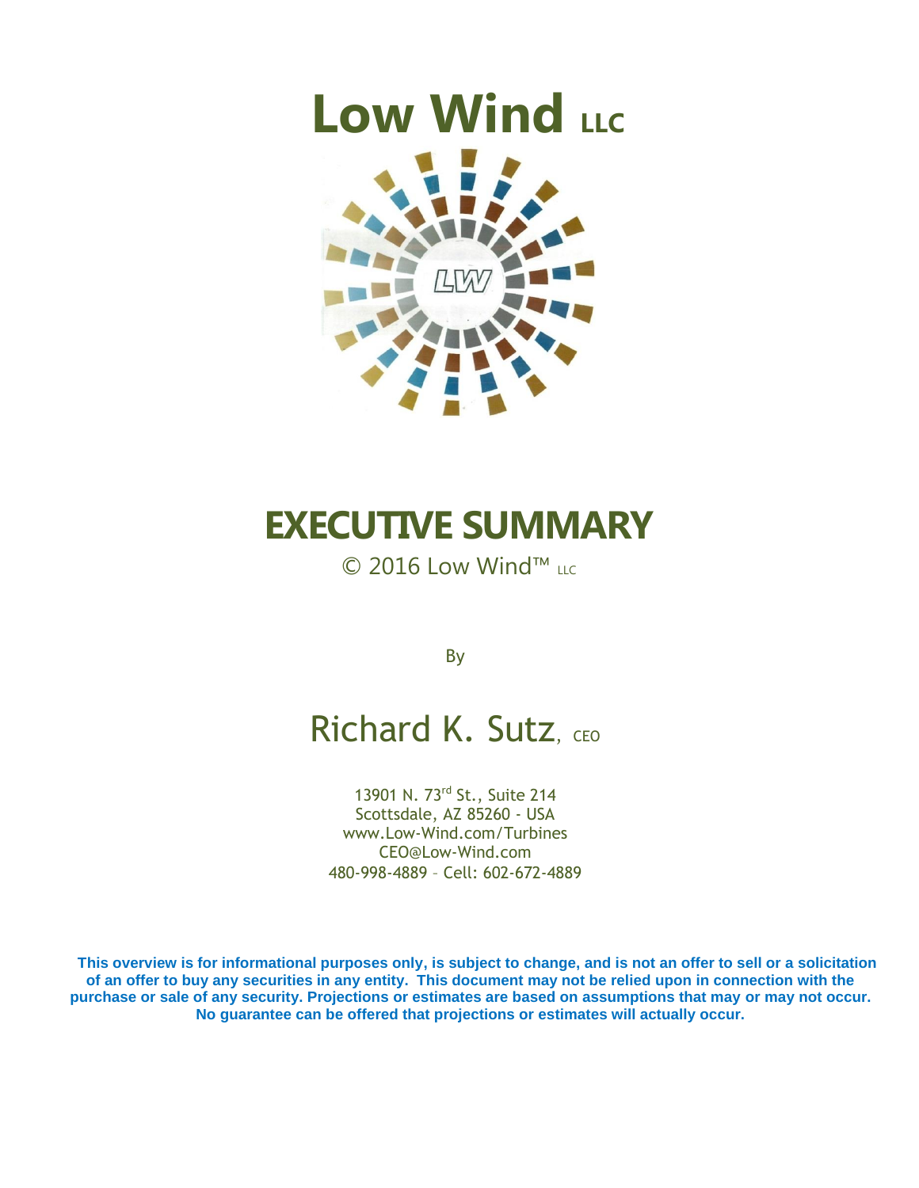# Low Wind LLC

LW

# EXECUTIVE SUMMARY

© 2016 Low Wind™ LLC

By

## Richard K. Sutz, CEO

13901 N. 73rd St., Suite 214
Scottsdale, AZ 85260 - USA
www.Low-Wind.com/Turbines
CEO@Low-Wind.com
480-998-4889 – Cell: 602-672-4889

**This overview is for informational purposes only, is subject to change, and is not an offer to sell or a solicitation of an offer to buy any securities in any entity. This document may not be relied upon in connection with the purchase or sale of any security. Projections or estimates are based on assumptions that may or may not occur. No guarantee can be offered that projections or estimates will actually occur.**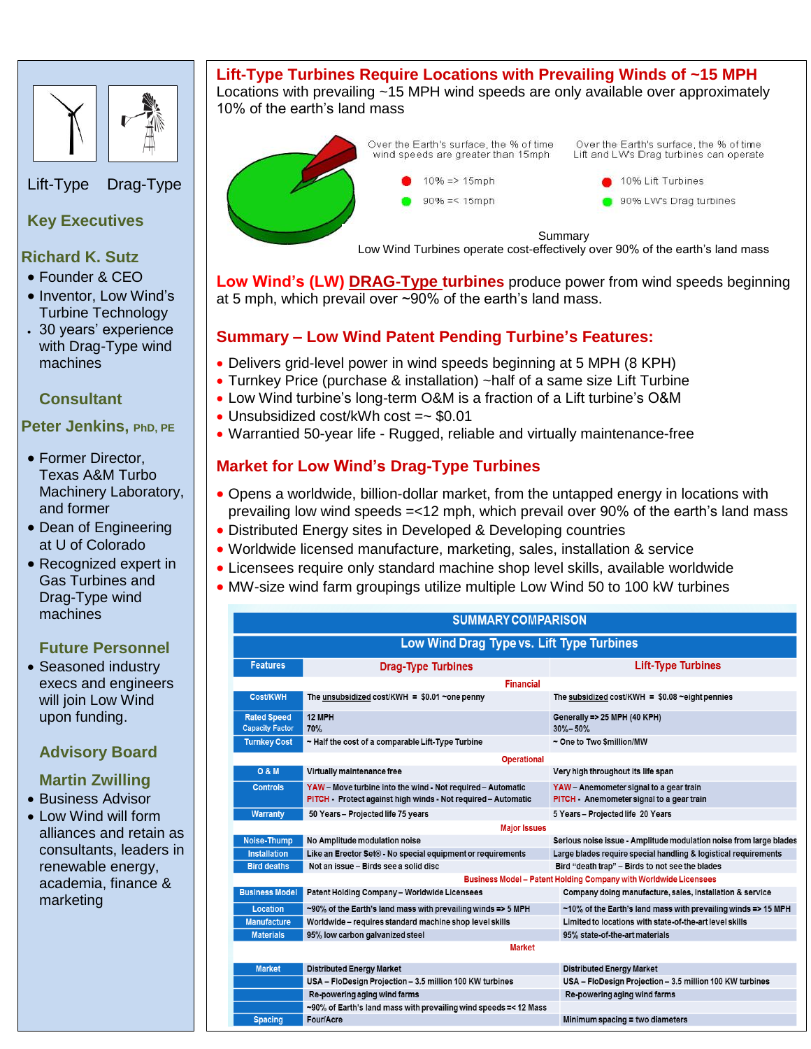Lift-Type Drag-Type

## Key Executives

### Richard K. Sutz

- Founder & CEO
- Inventor, Low Wind's Turbine Technology
- 30 years' experience with Drag-Type wind machines

### Consultant

### Peter Jenkins, PhD, PE

- Former Director, Texas A&M Turbo Machinery Laboratory, and former
- Dean of Engineering at U of Colorado
- Recognized expert in Gas Turbines and Drag-Type wind machines

### Future Personnel

- Seasoned industry execs and engineers will join Low Wind upon funding.

### Advisory Board

### Martin Zwilling

- Business Advisor
- Low Wind will form alliances and retain as consultants, leaders in renewable energy, academia, finance & marketing

## Lift-Type Turbines Require Locations with Prevailing Winds of ~15 MPH

Locations with prevailing ~15 MPH wind speeds are only available over approximately 10% of the earth's land mass

Over the Earth's surface, the % of time wind speeds are greater than 15mph
- 10% => 15mph
- 90% =< 15mph

Over the Earth's surface, the % of time Lift and LW's Drag turbines can operate
- 10% Lift Turbines
- 90% LW's Drag turbines

Summary
Low Wind Turbines operate cost-effectively over 90% of the earth's land mass

**Low Wind's (LW) DRAG-Type turbines** produce power from wind speeds beginning at 5 mph, which prevail over ~90% of the earth's land mass.

## Summary – Low Wind Patent Pending Turbine's Features:

- Delivers grid-level power in wind speeds beginning at 5 MPH (8 KPH)
- Turnkey Price (purchase & installation) ~half of a same size Lift Turbine
- Low Wind turbine's long-term O&M is a fraction of a Lift turbine's O&M
- Unsubsidized cost/kWh cost =~ $0.01
- Warrantied 50-year life - Rugged, reliable and virtually maintenance-free

## Market for Low Wind's Drag-Type Turbines

- Opens a worldwide, billion-dollar market, from the untapped energy in locations with prevailing low wind speeds =<12 mph, which prevail over 90% of the earth's land mass
- Distributed Energy sites in Developed & Developing countries
- Worldwide licensed manufacture, marketing, sales, installation & service
- Licensees require only standard machine shop level skills, available worldwide
- MW-size wind farm groupings utilize multiple Low Wind 50 to 100 kW turbines

**SUMMARY COMPARISON**

**Low Wind Drag Type vs. Lift Type Turbines**

| Features | Drag-Type Turbines | Lift-Type Turbines |
|---|---|---|
| | **Financial** | |
| Cost/KWH | The unsubsidized cost/KWH = $0.01 ~one penny | The subsidized cost/KWH = $0.08 ~eight pennies |
| Rated Speed / Capacity Factor | 12 MPH / 70% | Generally => 25 MPH (40 KPH) / 30%–50% |
| Turnkey Cost | ~ Half the cost of a comparable Lift-Type Turbine | ~ One to Two $million/MW |
| | **Operational** | |
| O & M | Virtually maintenance free | Very high throughout its life span |
| Controls | YAW – Move turbine into the wind - Not required – Automatic; PITCH - Protect against high winds - Not required – Automatic | YAW – Anemometer signal to a gear train; PITCH - Anemometer signal to a gear train |
| Warranty | 50 Years – Projected life 75 years | 5 Years – Projected life 20 Years |
| | **Major Issues** | |
| Noise-Thump | No Amplitude modulation noise | Serious noise issue - Amplitude modulation noise from large blades |
| Installation | Like an Erector Set® - No special equipment or requirements | Large blades require special handling & logistical requirements |
| Bird deaths | Not an issue – Birds see a solid disc | Bird "death trap" – Birds to not see the blades |
| | **Business Model – Patent Holding Company with Worldwide Licensees** | |
| Business Model | Patent Holding Company – Worldwide Licensees | Company doing manufacture, sales, installation & service |
| Location | ~90% of the Earth's land mass with prevailing winds => 5 MPH | ~10% of the Earth's land mass with prevailing winds => 15 MPH |
| Manufacture | Worldwide – requires standard machine shop level skills | Limited to locations with state-of-the-art level skills |
| Materials | 95% low carbon galvanized steel | 95% state-of-the-art materials |
| | **Market** | |
| Market | Distributed Energy Market | Distributed Energy Market |
| | USA – FloDesign Projection – 3.5 million 100 KW turbines | USA – FloDesign Projection – 3.5 million 100 KW turbines |
| | Re-powering aging wind farms | Re-powering aging wind farms |
| | ~90% of Earth's land mass with prevailing wind speeds =< 12 Mass | |
| Spacing | Four/Acre | Minimum spacing = two diameters |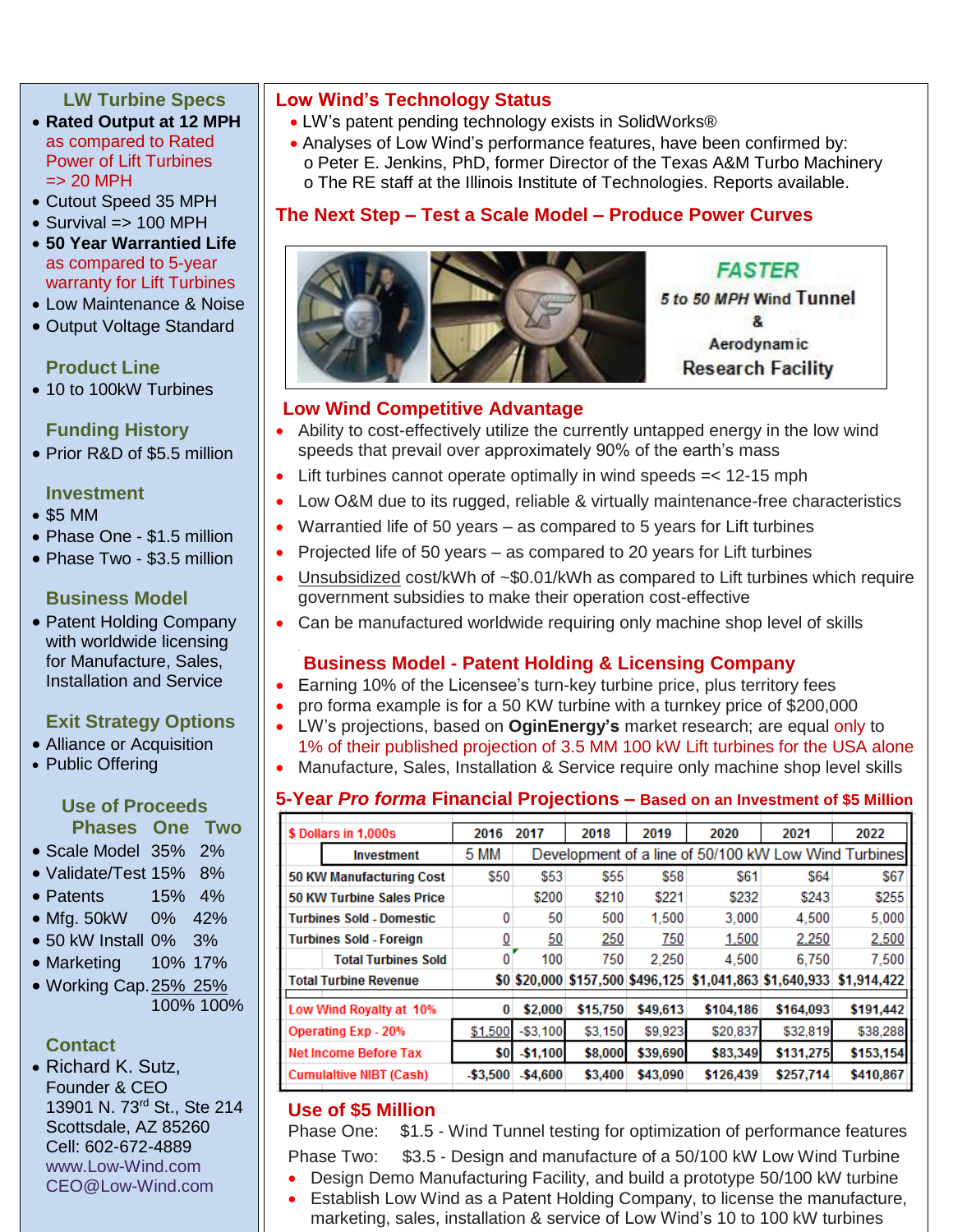## LW Turbine Specs

- **Rated Output at 12 MPH** as compared to Rated Power of Lift Turbines => 20 MPH
- Cutout Speed 35 MPH
- Survival => 100 MPH
- **50 Year Warrantied Life** as compared to 5-year warranty for Lift Turbines
- Low Maintenance & Noise
- Output Voltage Standard

## Product Line

- 10 to 100kW Turbines

## Funding History

- Prior R&D of $5.5 million

## Investment

- $5 MM
- Phase One - $1.5 million
- Phase Two - $3.5 million

## Business Model

- Patent Holding Company with worldwide licensing for Manufacture, Sales, Installation and Service

## Exit Strategy Options

- Alliance or Acquisition
- Public Offering

## Use of Proceeds

| | Phases One | Two |
|---|---|---|
| Scale Model | 35% | 2% |
| Validate/Test | 15% | 8% |
| Patents | 15% | 4% |
| Mfg. 50kW | 0% | 42% |
| 50 kW Install | 0% | 3% |
| Marketing | 10% | 17% |
| Working Cap. | 25% | 25% |
| | 100% | 100% |

## Contact

- Richard K. Sutz, Founder & CEO
  13901 N. 73rd St., Ste 214
  Scottsdale, AZ 85260
  Cell: 602-672-4889
  www.Low-Wind.com
  CEO@Low-Wind.com

## Low Wind's Technology Status

- LW's patent pending technology exists in SolidWorks®
- Analyses of Low Wind's performance features, have been confirmed by:
  - o Peter E. Jenkins, PhD, former Director of the Texas A&M Turbo Machinery
  - o The RE staff at the Illinois Institute of Technologies. Reports available.

## The Next Step – Test a Scale Model – Produce Power Curves

FASTER
5 to 50 MPH Wind Tunnel
&
Aerodynamic
Research Facility

## Low Wind Competitive Advantage

- Ability to cost-effectively utilize the currently untapped energy in the low wind speeds that prevail over approximately 90% of the earth's mass
- Lift turbines cannot operate optimally in wind speeds =< 12-15 mph
- Low O&M due to its rugged, reliable & virtually maintenance-free characteristics
- Warrantied life of 50 years – as compared to 5 years for Lift turbines
- Projected life of 50 years – as compared to 20 years for Lift turbines
- Unsubsidized cost/kWh of ~$0.01/kWh as compared to Lift turbines which require government subsidies to make their operation cost-effective
- Can be manufactured worldwide requiring only machine shop level of skills

## Business Model - Patent Holding & Licensing Company

- Earning 10% of the Licensee's turn-key turbine price, plus territory fees
- pro forma example is for a 50 KW turbine with a turnkey price of $200,000
- LW's projections, based on **OginEnergy's** market research; are equal only to 1% of their published projection of 3.5 MM 100 kW Lift turbines for the USA alone
- Manufacture, Sales, Installation & Service require only machine shop level skills

## 5-Year *Pro forma* Financial Projections – Based on an Investment of $5 Million

| $ Dollars in 1,000s | 2016 | 2017 | 2018 | 2019 | 2020 | 2021 | 2022 |
|---|---|---|---|---|---|---|---|
| Investment | 5 MM | Development of a line of 50/100 kW Low Wind Turbines | | | | | |
| 50 KW Manufacturing Cost | $50 | $53 | $55 | $58 | $61 | $64 | $67 |
| 50 KW Turbine Sales Price | | $200 | $210 | $221 | $232 | $243 | $255 |
| Turbines Sold - Domestic | 0 | 50 | 500 | 1,500 | 3,000 | 4,500 | 5,000 |
| Turbines Sold - Foreign | 0 | 50 | 250 | 750 | 1,500 | 2,250 | 2,500 |
| Total Turbines Sold | 0 | 100 | 750 | 2,250 | 4,500 | 6,750 | 7,500 |
| Total Turbine Revenue | $0 | $20,000 | $157,500 | $496,125 | $1,041,863 | $1,640,933 | $1,914,422 |
| Low Wind Royalty at 10% | 0 | $2,000 | $15,750 | $49,613 | $104,186 | $164,093 | $191,442 |
| Operating Exp - 20% | $1,500 | -$3,100 | $3,150 | $9,923 | $20,837 | $32,819 | $38,288 |
| Net Income Before Tax | $0 | -$1,100 | $8,000 | $39,690 | $83,349 | $131,275 | $153,154 |
| Cumulaltive NIBT (Cash) | -$3,500 | -$4,600 | $3,400 | $43,090 | $126,439 | $257,714 | $410,867 |

## Use of $5 Million

Phase One: $1.5 - Wind Tunnel testing for optimization of performance features

Phase Two: $3.5 - Design and manufacture of a 50/100 kW Low Wind Turbine

- Design Demo Manufacturing Facility, and build a prototype 50/100 kW turbine
- Establish Low Wind as a Patent Holding Company, to license the manufacture, marketing, sales, installation & service of Low Wind's 10 to 100 kW turbines